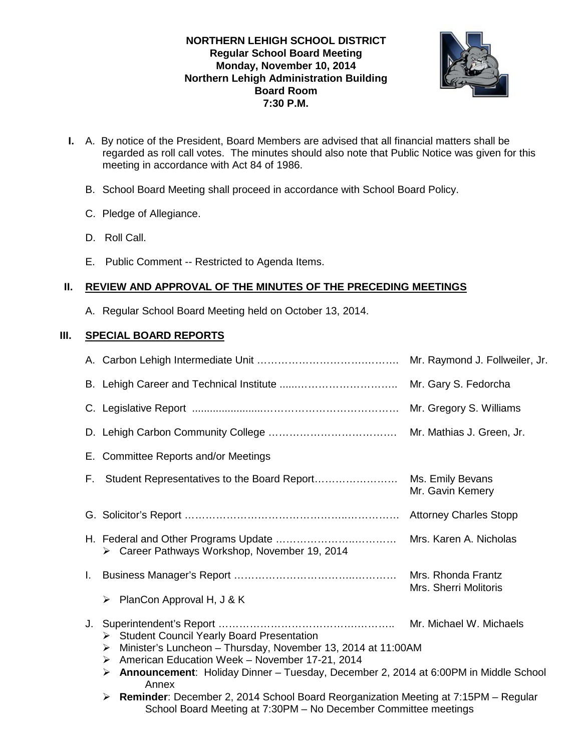**NORTHERN LEHIGH SCHOOL DISTRICT**
**Regular School Board Meeting**
**Monday, November 10, 2014**
**Northern Lehigh Administration Building**
**Board Room**
**7:30 P.M.**

**I.** A. By notice of the President, Board Members are advised that all financial matters shall be regarded as roll call votes. The minutes should also note that Public Notice was given for this meeting in accordance with Act 84 of 1986.

B. School Board Meeting shall proceed in accordance with School Board Policy.

C. Pledge of Allegiance.

D. Roll Call.

E. Public Comment -- Restricted to Agenda Items.

## II. REVIEW AND APPROVAL OF THE MINUTES OF THE PRECEDING MEETINGS

A. Regular School Board Meeting held on October 13, 2014.

## III. SPECIAL BOARD REPORTS

A. Carbon Lehigh Intermediate Unit …………………………………. Mr. Raymond J. Follweiler, Jr.

B. Lehigh Career and Technical Institute ………………………….. Mr. Gary S. Fedorcha

C. Legislative Report ………………………………………………… Mr. Gregory S. Williams

D. Lehigh Carbon Community College ………………………………. Mr. Mathias J. Green, Jr.

E. Committee Reports and/or Meetings

F. Student Representatives to the Board Report……………………. Ms. Emily Bevans, Mr. Gavin Kemery

G. Solicitor's Report …………………………………………………… Attorney Charles Stopp

H. Federal and Other Programs Update ……………………………… Mrs. Karen A. Nicholas
- Career Pathways Workshop, November 19, 2014

I. Business Manager's Report ………………………………………… Mrs. Rhonda Frantz, Mrs. Sherri Molitoris
- PlanCon Approval H, J & K

J. Superintendent's Report …………………………………………….. Mr. Michael W. Michaels
- Student Council Yearly Board Presentation
- Minister's Luncheon – Thursday, November 13, 2014 at 11:00AM
- American Education Week – November 17-21, 2014
- **Announcement**: Holiday Dinner – Tuesday, December 2, 2014 at 6:00PM in Middle School Annex
- **Reminder**: December 2, 2014 School Board Reorganization Meeting at 7:15PM – Regular School Board Meeting at 7:30PM – No December Committee meetings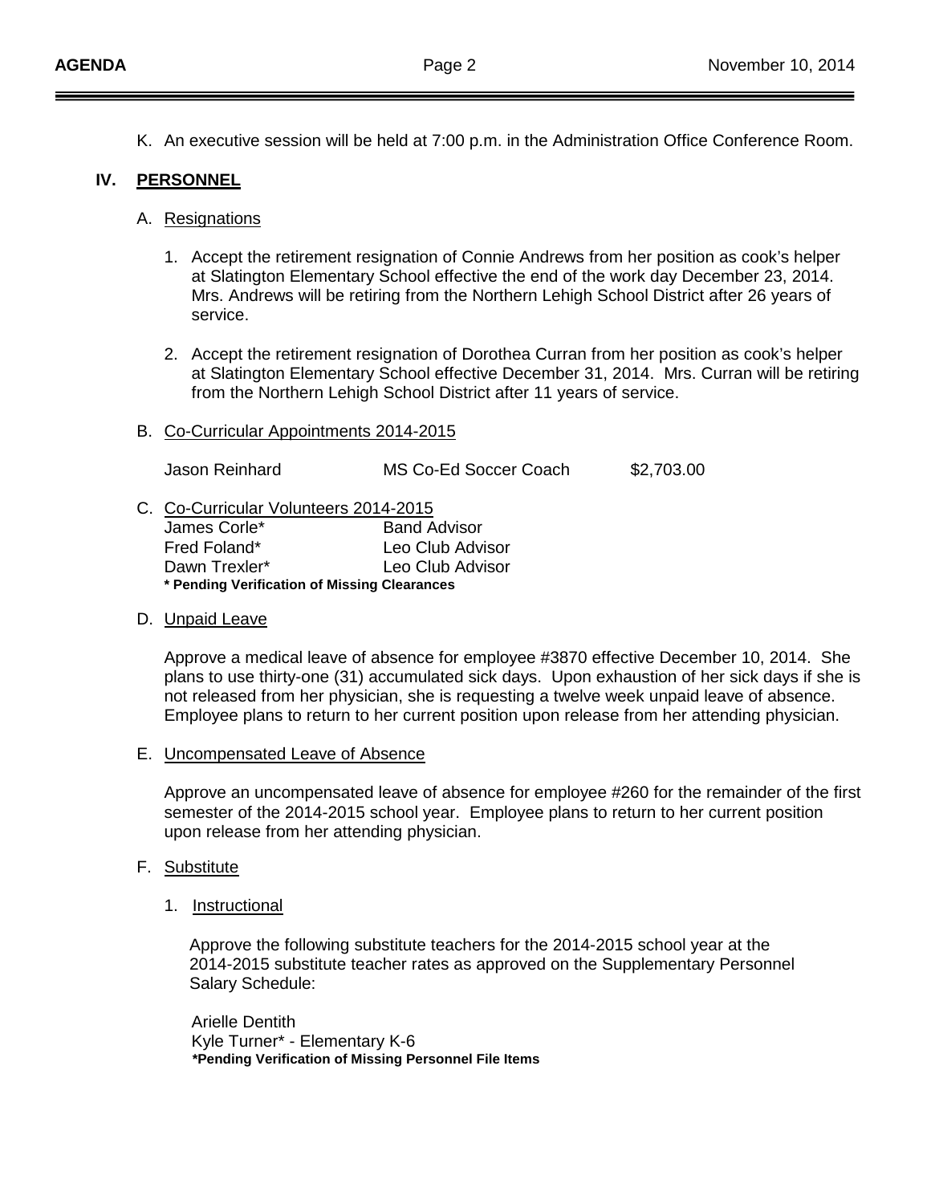K. An executive session will be held at 7:00 p.m. in the Administration Office Conference Room.

## IV. PERSONNEL

### A. Resignations

1. Accept the retirement resignation of Connie Andrews from her position as cook's helper at Slatington Elementary School effective the end of the work day December 23, 2014. Mrs. Andrews will be retiring from the Northern Lehigh School District after 26 years of service.

2. Accept the retirement resignation of Dorothea Curran from her position as cook's helper at Slatington Elementary School effective December 31, 2014. Mrs. Curran will be retiring from the Northern Lehigh School District after 11 years of service.

### B. Co-Curricular Appointments 2014-2015

| | | |
|---|---|---|
| Jason Reinhard | MS Co-Ed Soccer Coach | $2,703.00 |

### C. Co-Curricular Volunteers 2014-2015

| | |
|---|---|
| James Corle* | Band Advisor |
| Fred Foland* | Leo Club Advisor |
| Dawn Trexler* | Leo Club Advisor |

**\* Pending Verification of Missing Clearances**

### D. Unpaid Leave

Approve a medical leave of absence for employee #3870 effective December 10, 2014. She plans to use thirty-one (31) accumulated sick days. Upon exhaustion of her sick days if she is not released from her physician, she is requesting a twelve week unpaid leave of absence. Employee plans to return to her current position upon release from her attending physician.

### E. Uncompensated Leave of Absence

Approve an uncompensated leave of absence for employee #260 for the remainder of the first semester of the 2014-2015 school year. Employee plans to return to her current position upon release from her attending physician.

### F. Substitute

1. Instructional

Approve the following substitute teachers for the 2014-2015 school year at the 2014-2015 substitute teacher rates as approved on the Supplementary Personnel Salary Schedule:

Arielle Dentith
Kyle Turner* - Elementary K-6
***Pending Verification of Missing Personnel File Items**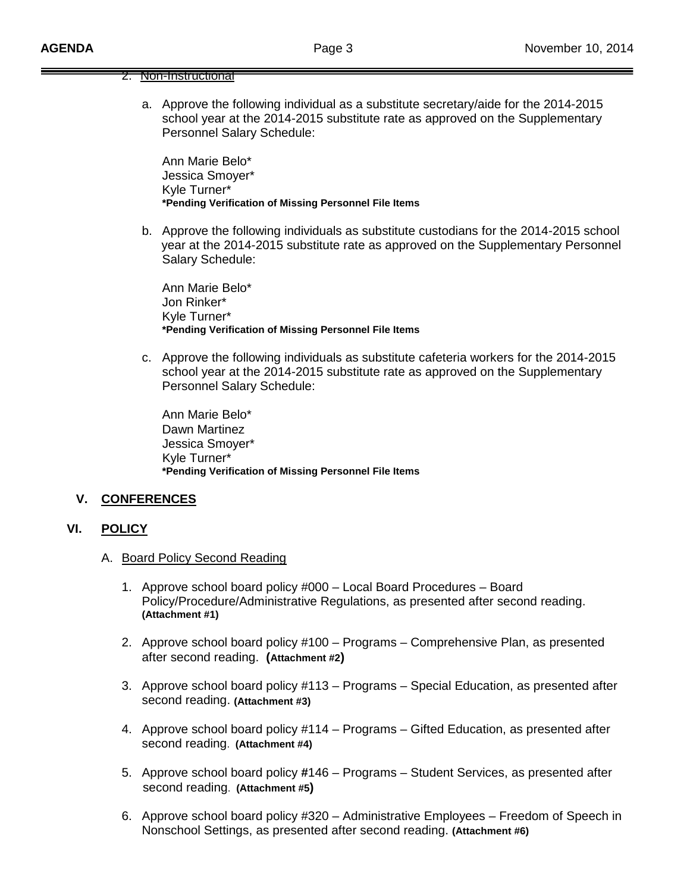2. Non-Instructional

   a. Approve the following individual as a substitute secretary/aide for the 2014-2015 school year at the 2014-2015 substitute rate as approved on the Supplementary Personnel Salary Schedule:

      Ann Marie Belo*
      Jessica Smoyer*
      Kyle Turner*
      **\*Pending Verification of Missing Personnel File Items**

   b. Approve the following individuals as substitute custodians for the 2014-2015 school year at the 2014-2015 substitute rate as approved on the Supplementary Personnel Salary Schedule:

      Ann Marie Belo*
      Jon Rinker*
      Kyle Turner*
      **\*Pending Verification of Missing Personnel File Items**

   c. Approve the following individuals as substitute cafeteria workers for the 2014-2015 school year at the 2014-2015 substitute rate as approved on the Supplementary Personnel Salary Schedule:

      Ann Marie Belo*
      Dawn Martinez
      Jessica Smoyer*
      Kyle Turner*
      **\*Pending Verification of Missing Personnel File Items**

## V. CONFERENCES

## VI. POLICY

A. Board Policy Second Reading

1. Approve school board policy #000 – Local Board Procedures – Board Policy/Procedure/Administrative Regulations, as presented after second reading. **(Attachment #1)**

2. Approve school board policy #100 – Programs – Comprehensive Plan, as presented after second reading. **(Attachment #2)**

3. Approve school board policy #113 – Programs – Special Education, as presented after second reading. **(Attachment #3)**

4. Approve school board policy #114 – Programs – Gifted Education, as presented after second reading. **(Attachment #4)**

5. Approve school board policy #146 – Programs – Student Services, as presented after second reading. **(Attachment #5)**

6. Approve school board policy #320 – Administrative Employees – Freedom of Speech in Nonschool Settings, as presented after second reading. **(Attachment #6)**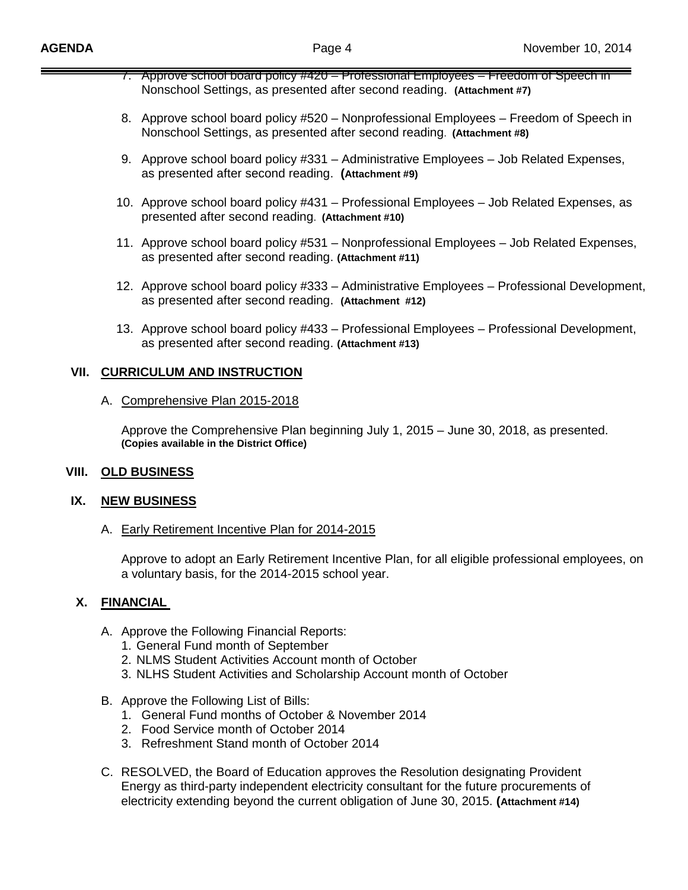7. Approve school board policy #420 – Professional Employees – Freedom of Speech in Nonschool Settings, as presented after second reading. **(Attachment #7)**

8. Approve school board policy #520 – Nonprofessional Employees – Freedom of Speech in Nonschool Settings, as presented after second reading. **(Attachment #8)**

9. Approve school board policy #331 – Administrative Employees – Job Related Expenses, as presented after second reading. **(Attachment #9)**

10. Approve school board policy #431 – Professional Employees – Job Related Expenses, as presented after second reading. **(Attachment #10)**

11. Approve school board policy #531 – Nonprofessional Employees – Job Related Expenses, as presented after second reading. **(Attachment #11)**

12. Approve school board policy #333 – Administrative Employees – Professional Development, as presented after second reading. **(Attachment #12)**

13. Approve school board policy #433 – Professional Employees – Professional Development, as presented after second reading. **(Attachment #13)**

## VII. CURRICULUM AND INSTRUCTION

A. Comprehensive Plan 2015-2018

Approve the Comprehensive Plan beginning July 1, 2015 – June 30, 2018, as presented. **(Copies available in the District Office)**

## VIII. OLD BUSINESS

## IX. NEW BUSINESS

A. Early Retirement Incentive Plan for 2014-2015

Approve to adopt an Early Retirement Incentive Plan, for all eligible professional employees, on a voluntary basis, for the 2014-2015 school year.

## X. FINANCIAL

A. Approve the Following Financial Reports:
   1. General Fund month of September
   2. NLMS Student Activities Account month of October
   3. NLHS Student Activities and Scholarship Account month of October

B. Approve the Following List of Bills:
   1. General Fund months of October & November 2014
   2. Food Service month of October 2014
   3. Refreshment Stand month of October 2014

C. RESOLVED, the Board of Education approves the Resolution designating Provident Energy as third-party independent electricity consultant for the future procurements of electricity extending beyond the current obligation of June 30, 2015. **(Attachment #14)**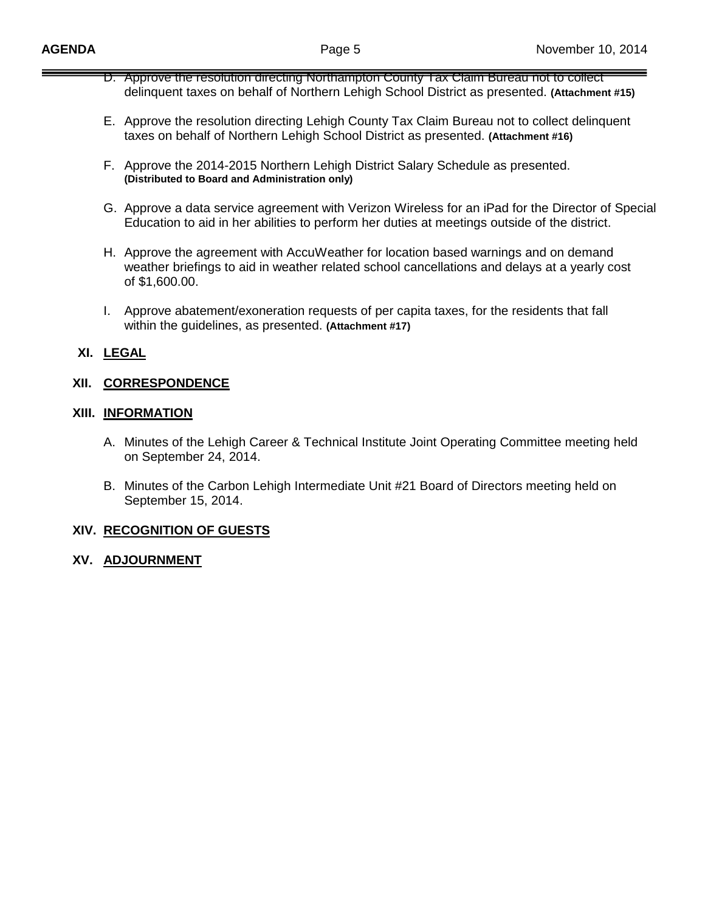D. Approve the resolution directing Northampton County Tax Claim Bureau not to collect delinquent taxes on behalf of Northern Lehigh School District as presented. **(Attachment #15)**

E. Approve the resolution directing Lehigh County Tax Claim Bureau not to collect delinquent taxes on behalf of Northern Lehigh School District as presented. **(Attachment #16)**

F. Approve the 2014-2015 Northern Lehigh District Salary Schedule as presented. **(Distributed to Board and Administration only)**

G. Approve a data service agreement with Verizon Wireless for an iPad for the Director of Special Education to aid in her abilities to perform her duties at meetings outside of the district.

H. Approve the agreement with AccuWeather for location based warnings and on demand weather briefings to aid in weather related school cancellations and delays at a yearly cost of $1,600.00.

I. Approve abatement/exoneration requests of per capita taxes, for the residents that fall within the guidelines, as presented. **(Attachment #17)**

## XI. LEGAL

## XII. CORRESPONDENCE

## XIII. INFORMATION

A. Minutes of the Lehigh Career & Technical Institute Joint Operating Committee meeting held on September 24, 2014.

B. Minutes of the Carbon Lehigh Intermediate Unit #21 Board of Directors meeting held on September 15, 2014.

## XIV. RECOGNITION OF GUESTS

## XV. ADJOURNMENT